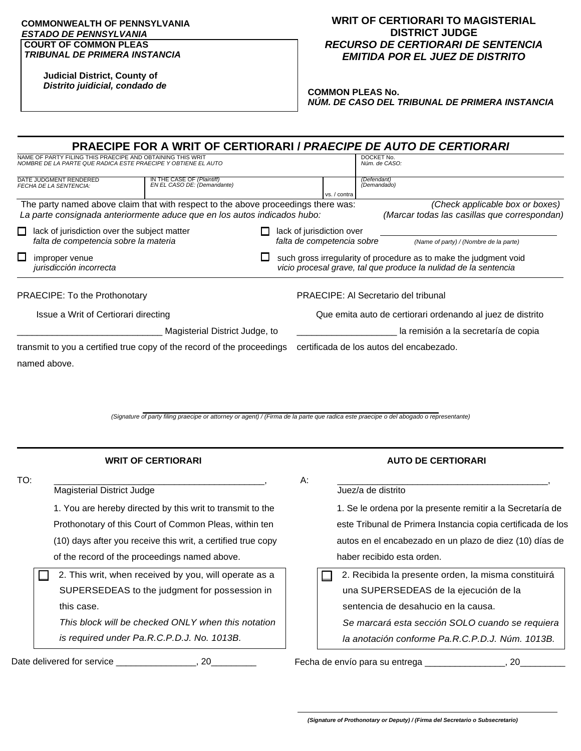**COMMONWEALTH OF PENNSYLVANIA**
***ESTADO DE PENNSYLVANIA***
**COURT OF COMMON PLEAS**
***TRIBUNAL DE PRIMERA INSTANCIA***

**Judicial District, County of**
***Distrito judicial, condado de***

# WRIT OF CERTIORARI TO MAGISTERIAL DISTRICT JUDGE
## *RECURSO DE CERTIORARI DE SENTENCIA EMITIDA POR EL JUEZ DE DISTRITO*

**COMMON PLEAS No.**
***NÚM. DE CASO DEL TRIBUNAL DE PRIMERA INSTANCIA***

## PRAECIPE FOR A WRIT OF CERTIORARI / *PRAECIPE DE AUTO DE CERTIORARI*

| NAME OF PARTY FILING THIS PRAECIPE AND OBTAINING THIS WRIT<br>*NOMBRE DE LA PARTE QUE RADICA ESTE PRAECIPE Y OBTIENE EL AUTO* | | | DOCKET No.<br>*Núm. de CASO:* |
|---|---|---|---|
| DATE JUDGMENT RENDERED<br>*FECHA DE LA SENTENCIA:* | IN THE CASE OF *(Plaintiff)*<br>*EN EL CASO DE: (Demandante)* | vs. / contra | *(Defendant)*<br>*(Demandado)* |

The party named above claim that with respect to the above proceedings there was: *(Check applicable box or boxes)*
*La parte consignada anteriormente aduce que en los autos indicados hubo: (Marcar todas las casillas que correspondan)*

- ☐ lack of jurisdiction over the subject matter / *falta de competencia sobre la materia*
- ☐ lack of jurisdiction over / *falta de competencia sobre* ____________________ *(Name of party) / (Nombre de la parte)*
- ☐ improper venue / *jurisdicción incorrecta*
- ☐ such gross irregularity of procedure as to make the judgment void / *vicio procesal grave, tal que produce la nulidad de la sentencia*

PRAECIPE: To the Prothonotary

Issue a Writ of Certiorari directing ____________________________ Magisterial District Judge, to transmit to you a certified true copy of the record of the proceedings named above.

PRAECIPE: Al Secretario del tribunal

Que emita auto de certiorari ordenando al juez de distrito ___________________ la remisión a la secretaría de copia certificada de los autos del encabezado.

______________________________________________
*(Signature of party filing praecipe or attorney or agent) / (Firma de la parte que radica este praecipe o del abogado o representante)*

---

### WRIT OF CERTIORARI

TO: __________________________________________,
Magisterial District Judge

1. You are hereby directed by this writ to transmit to the Prothonotary of this Court of Common Pleas, within ten (10) days after you receive this writ, a certified true copy of the record of the proceedings named above.

☐ 2. This writ, when received by you, will operate as a SUPERSEDEAS to the judgment for possession in this case.
*This block will be checked ONLY when this notation is required under Pa.R.C.P.D.J. No. 1013B.*

Date delivered for service _______________, 20________

### AUTO DE CERTIORARI

A: __________________________________________,
Juez/a de distrito

1. Se le ordena por la presente remitir a la Secretaría de este Tribunal de Primera Instancia copia certificada de los autos en el encabezado en un plazo de diez (10) días de haber recibido esta orden.

☐ 2. Recibida la presente orden, la misma constituirá una SUPERSEDEAS de la ejecución de la sentencia de desahucio en la causa.
*Se marcará esta sección SOLO cuando se requiera la anotación conforme Pa.R.C.P.D.J. Núm. 1013B.*

Fecha de envío para su entrega _______________, 20________

______________________________________________
***(Signature of Prothonotary or Deputy) / (Firma del Secretario o Subsecretario)***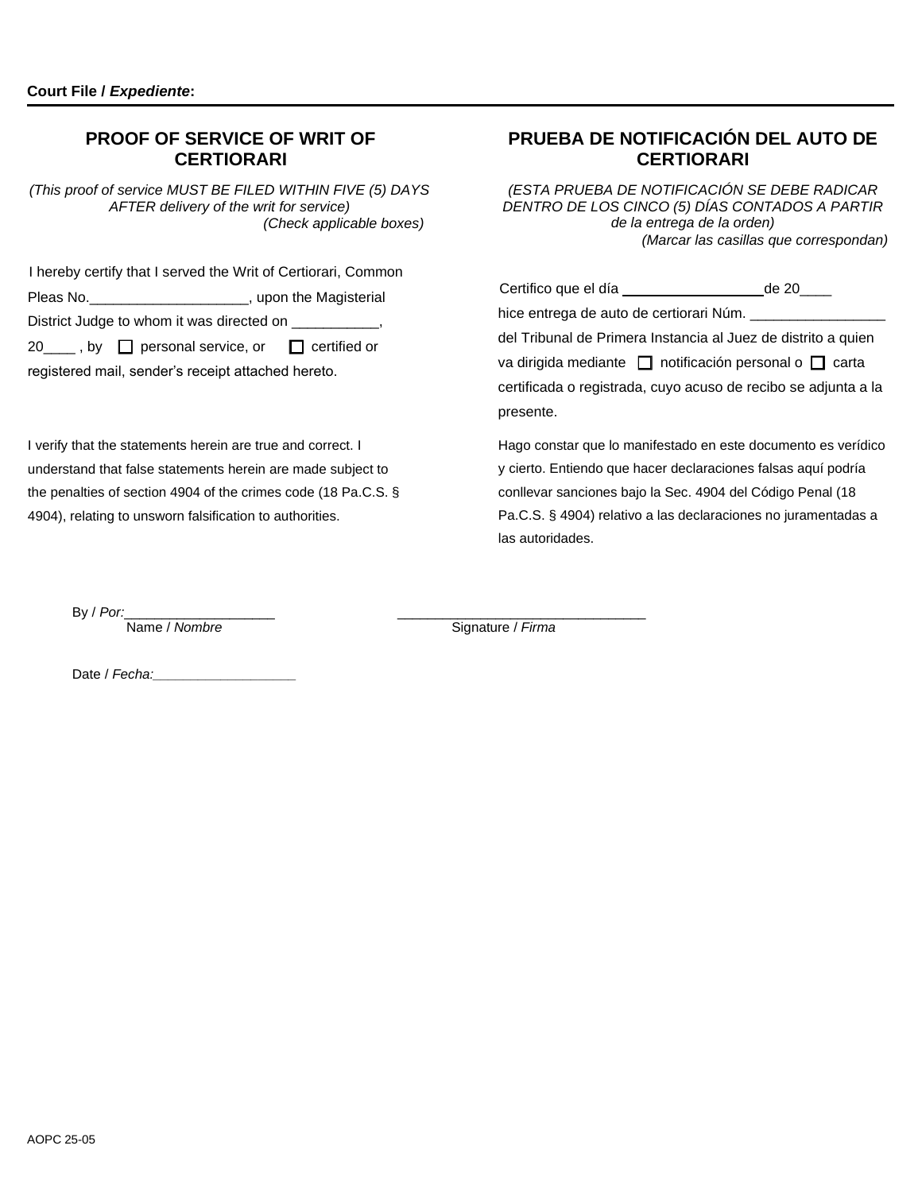**Court File /** ***Expediente*****:**

## PROOF OF SERVICE OF WRIT OF CERTIORARI

*(This proof of service MUST BE FILED WITHIN FIVE (5) DAYS AFTER delivery of the writ for service)*
*(Check applicable boxes)*

I hereby certify that I served the Writ of Certiorari, Common Pleas No.____________________, upon the Magisterial District Judge to whom it was directed on ___________, 20____ , by ☐ personal service, or ☐ certified or registered mail, sender's receipt attached hereto.

I verify that the statements herein are true and correct. I understand that false statements herein are made subject to the penalties of section 4904 of the crimes code (18 Pa.C.S. § 4904), relating to unsworn falsification to authorities.

## PRUEBA DE NOTIFICACIÓN DEL AUTO DE CERTIORARI

*(ESTA PRUEBA DE NOTIFICACIÓN SE DEBE RADICAR DENTRO DE LOS CINCO (5) DÍAS CONTADOS A PARTIR de la entrega de la orden)*
*(Marcar las casillas que correspondan)*

Certifico que el día __________________ de 20____ hice entrega de auto de certiorari Núm. _________________ del Tribunal de Primera Instancia al Juez de distrito a quien va dirigida mediante ☐ notificación personal o ☐ carta certificada o registrada, cuyo acuso de recibo se adjunta a la presente.

Hago constar que lo manifestado en este documento es verídico y cierto. Entiendo que hacer declaraciones falsas aquí podría conllevar sanciones bajo la Sec. 4904 del Código Penal (18 Pa.C.S. § 4904) relativo a las declaraciones no juramentadas a las autoridades.

By / *Por:*____________________ Name / *Nombre*

________________________________ Signature / *Firma*

Date / *Fecha:*___________________

AOPC 25-05